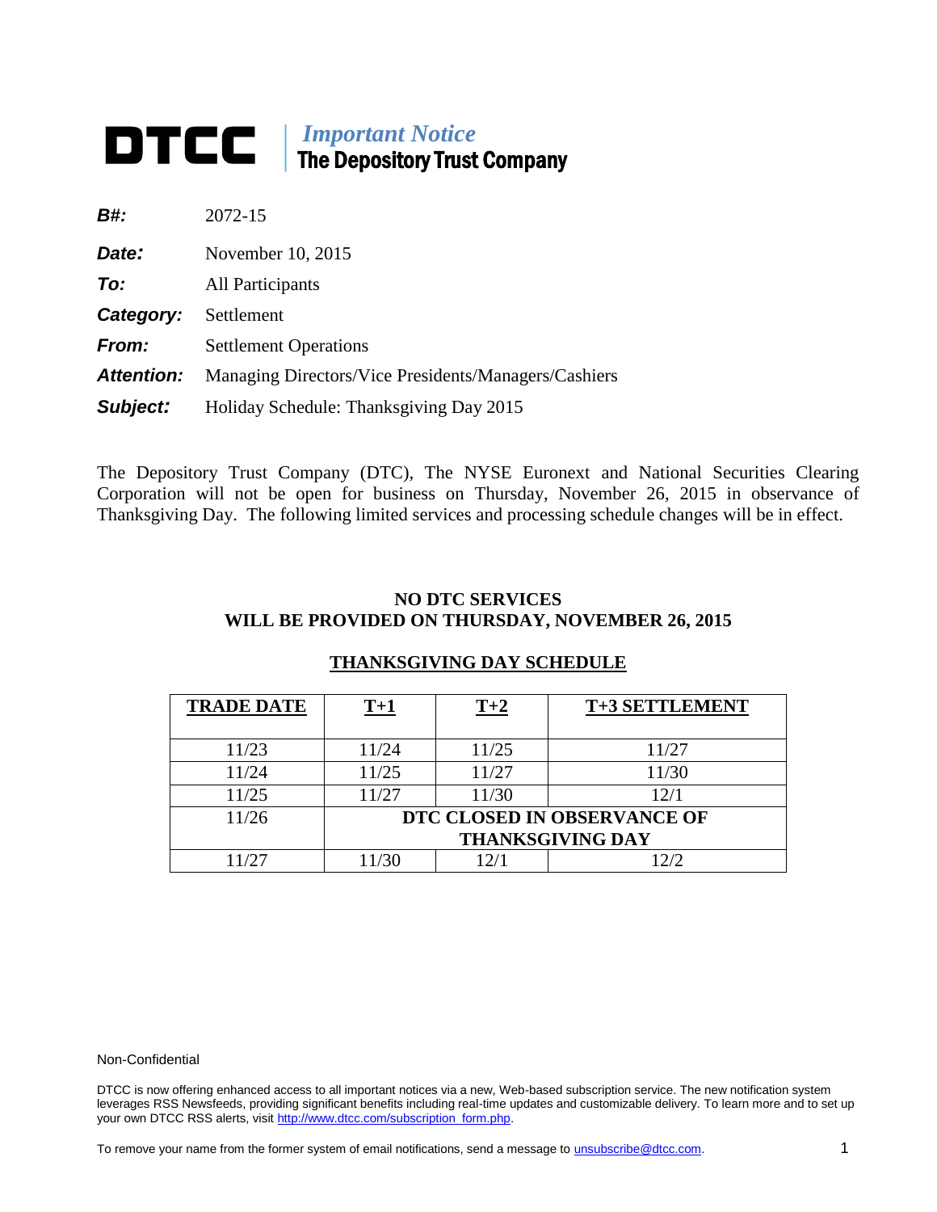**DTCC** | *Important Notice*
**The Depository Trust Company**

| | |
|---|---|
| ***B#:*** | 2072-15 |
| ***Date:*** | November 10, 2015 |
| ***To:*** | All Participants |
| ***Category:*** | Settlement |
| ***From:*** | Settlement Operations |
| ***Attention:*** | Managing Directors/Vice Presidents/Managers/Cashiers |
| ***Subject:*** | Holiday Schedule: Thanksgiving Day 2015 |

The Depository Trust Company (DTC), The NYSE Euronext and National Securities Clearing Corporation will not be open for business on Thursday, November 26, 2015 in observance of Thanksgiving Day. The following limited services and processing schedule changes will be in effect.

**NO DTC SERVICES**
**WILL BE PROVIDED ON THURSDAY, NOVEMBER 26, 2015**

**THANKSGIVING DAY SCHEDULE**

| TRADE DATE | T+1 | T+2 | T+3 SETTLEMENT |
|---|---|---|---|
| 11/23 | 11/24 | 11/25 | 11/27 |
| 11/24 | 11/25 | 11/27 | 11/30 |
| 11/25 | 11/27 | 11/30 | 12/1 |
| 11/26 | **DTC CLOSED IN OBSERVANCE OF THANKSGIVING DAY** | | |
| 11/27 | 11/30 | 12/1 | 12/2 |

Non-Confidential

DTCC is now offering enhanced access to all important notices via a new, Web-based subscription service. The new notification system leverages RSS Newsfeeds, providing significant benefits including real-time updates and customizable delivery. To learn more and to set up your own DTCC RSS alerts, visit http://www.dtcc.com/subscription_form.php.

To remove your name from the former system of email notifications, send a message to unsubscribe@dtcc.com.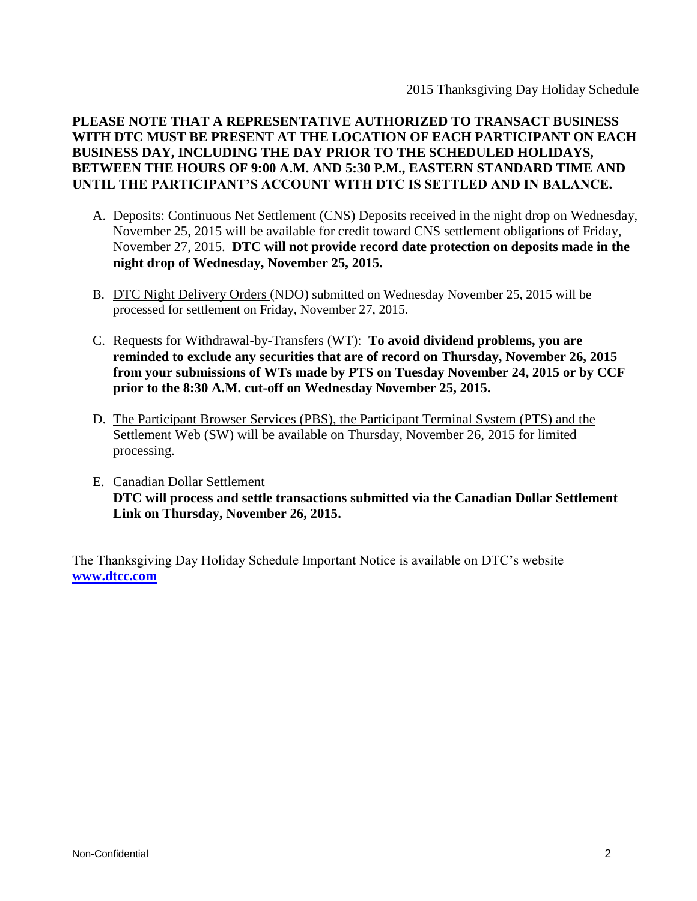2015 Thanksgiving Day Holiday Schedule

**PLEASE NOTE THAT A REPRESENTATIVE AUTHORIZED TO TRANSACT BUSINESS WITH DTC MUST BE PRESENT AT THE LOCATION OF EACH PARTICIPANT ON EACH BUSINESS DAY, INCLUDING THE DAY PRIOR TO THE SCHEDULED HOLIDAYS, BETWEEN THE HOURS OF 9:00 A.M. AND 5:30 P.M., EASTERN STANDARD TIME AND UNTIL THE PARTICIPANT'S ACCOUNT WITH DTC IS SETTLED AND IN BALANCE.**

A. Deposits: Continuous Net Settlement (CNS) Deposits received in the night drop on Wednesday, November 25, 2015 will be available for credit toward CNS settlement obligations of Friday, November 27, 2015. **DTC will not provide record date protection on deposits made in the night drop of Wednesday, November 25, 2015.**

B. DTC Night Delivery Orders (NDO) submitted on Wednesday November 25, 2015 will be processed for settlement on Friday, November 27, 2015.

C. Requests for Withdrawal-by-Transfers (WT): **To avoid dividend problems, you are reminded to exclude any securities that are of record on Thursday, November 26, 2015 from your submissions of WTs made by PTS on Tuesday November 24, 2015 or by CCF prior to the 8:30 A.M. cut-off on Wednesday November 25, 2015.**

D. The Participant Browser Services (PBS), the Participant Terminal System (PTS) and the Settlement Web (SW) will be available on Thursday, November 26, 2015 for limited processing.

E. Canadian Dollar Settlement
**DTC will process and settle transactions submitted via the Canadian Dollar Settlement Link on Thursday, November 26, 2015.**

The Thanksgiving Day Holiday Schedule Important Notice is available on DTC's website **www.dtcc.com**

Non-Confidential